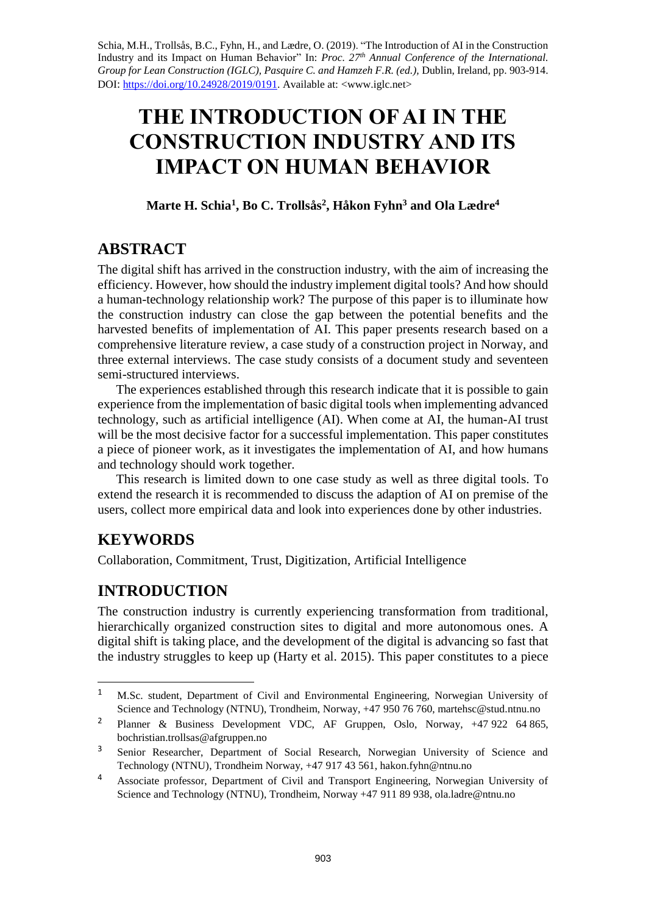Schia, M.H., Trollsås, B.C., Fyhn, H., and Lædre, O. (2019). "The Introduction of AI in the Construction Industry and its Impact on Human Behavior" In: *Proc. 27th Annual Conference of the International. Group for Lean Construction (IGLC), Pasquire C. and Hamzeh F.R. (ed.),* Dublin, Ireland, pp. 903-914. DOI: https://doi.org/10.24928/2019/0191. Available at: <www.iglc.net>

# THE INTRODUCTION OF AI IN THE CONSTRUCTION INDUSTRY AND ITS IMPACT ON HUMAN BEHAVIOR

**Marte H. Schia[1], Bo C. Trollsås[2], Håkon Fyhn[3] and Ola Lædre[4]**

## ABSTRACT

The digital shift has arrived in the construction industry, with the aim of increasing the efficiency. However, how should the industry implement digital tools? And how should a human-technology relationship work? The purpose of this paper is to illuminate how the construction industry can close the gap between the potential benefits and the harvested benefits of implementation of AI. This paper presents research based on a comprehensive literature review, a case study of a construction project in Norway, and three external interviews. The case study consists of a document study and seventeen semi-structured interviews.

The experiences established through this research indicate that it is possible to gain experience from the implementation of basic digital tools when implementing advanced technology, such as artificial intelligence (AI). When come at AI, the human-AI trust will be the most decisive factor for a successful implementation. This paper constitutes a piece of pioneer work, as it investigates the implementation of AI, and how humans and technology should work together.

This research is limited down to one case study as well as three digital tools. To extend the research it is recommended to discuss the adaption of AI on premise of the users, collect more empirical data and look into experiences done by other industries.

## KEYWORDS

Collaboration, Commitment, Trust, Digitization, Artificial Intelligence

## INTRODUCTION

The construction industry is currently experiencing transformation from traditional, hierarchically organized construction sites to digital and more autonomous ones. A digital shift is taking place, and the development of the digital is advancing so fast that the industry struggles to keep up (Harty et al. 2015). This paper constitutes to a piece

[1] M.Sc. student, Department of Civil and Environmental Engineering, Norwegian University of Science and Technology (NTNU), Trondheim, Norway, +47 950 76 760, martehsc@stud.ntnu.no

[2] Planner & Business Development VDC, AF Gruppen, Oslo, Norway, +47 922 64 865, bochristian.trollsas@afgruppen.no

[3] Senior Researcher, Department of Social Research, Norwegian University of Science and Technology (NTNU), Trondheim Norway, +47 917 43 561, hakon.fyhn@ntnu.no

[4] Associate professor, Department of Civil and Transport Engineering, Norwegian University of Science and Technology (NTNU), Trondheim, Norway +47 911 89 938, ola.ladre@ntnu.no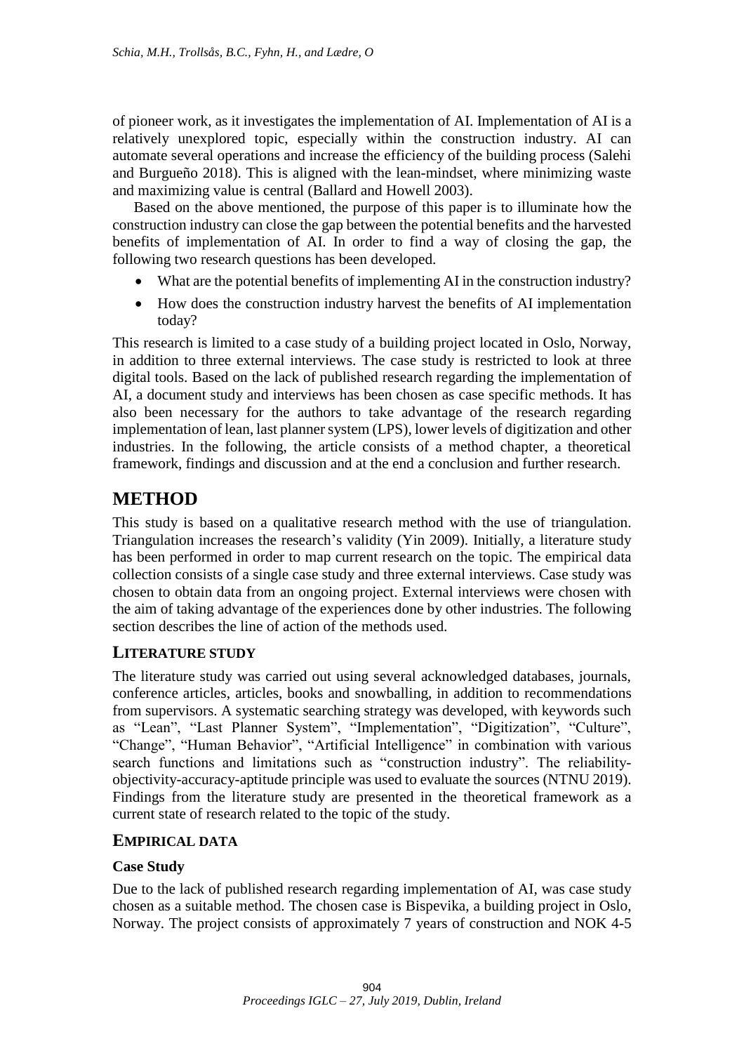of pioneer work, as it investigates the implementation of AI. Implementation of AI is a relatively unexplored topic, especially within the construction industry. AI can automate several operations and increase the efficiency of the building process (Salehi and Burgueño 2018). This is aligned with the lean-mindset, where minimizing waste and maximizing value is central (Ballard and Howell 2003).

Based on the above mentioned, the purpose of this paper is to illuminate how the construction industry can close the gap between the potential benefits and the harvested benefits of implementation of AI. In order to find a way of closing the gap, the following two research questions has been developed.

- What are the potential benefits of implementing AI in the construction industry?
- How does the construction industry harvest the benefits of AI implementation today?

This research is limited to a case study of a building project located in Oslo, Norway, in addition to three external interviews. The case study is restricted to look at three digital tools. Based on the lack of published research regarding the implementation of AI, a document study and interviews has been chosen as case specific methods. It has also been necessary for the authors to take advantage of the research regarding implementation of lean, last planner system (LPS), lower levels of digitization and other industries. In the following, the article consists of a method chapter, a theoretical framework, findings and discussion and at the end a conclusion and further research.

# METHOD

This study is based on a qualitative research method with the use of triangulation. Triangulation increases the research's validity (Yin 2009). Initially, a literature study has been performed in order to map current research on the topic. The empirical data collection consists of a single case study and three external interviews. Case study was chosen to obtain data from an ongoing project. External interviews were chosen with the aim of taking advantage of the experiences done by other industries. The following section describes the line of action of the methods used.

## LITERATURE STUDY

The literature study was carried out using several acknowledged databases, journals, conference articles, articles, books and snowballing, in addition to recommendations from supervisors. A systematic searching strategy was developed, with keywords such as "Lean", "Last Planner System", "Implementation", "Digitization", "Culture", "Change", "Human Behavior", "Artificial Intelligence" in combination with various search functions and limitations such as "construction industry". The reliability-objectivity-accuracy-aptitude principle was used to evaluate the sources (NTNU 2019). Findings from the literature study are presented in the theoretical framework as a current state of research related to the topic of the study.

## EMPIRICAL DATA

### Case Study

Due to the lack of published research regarding implementation of AI, was case study chosen as a suitable method. The chosen case is Bispevika, a building project in Oslo, Norway. The project consists of approximately 7 years of construction and NOK 4-5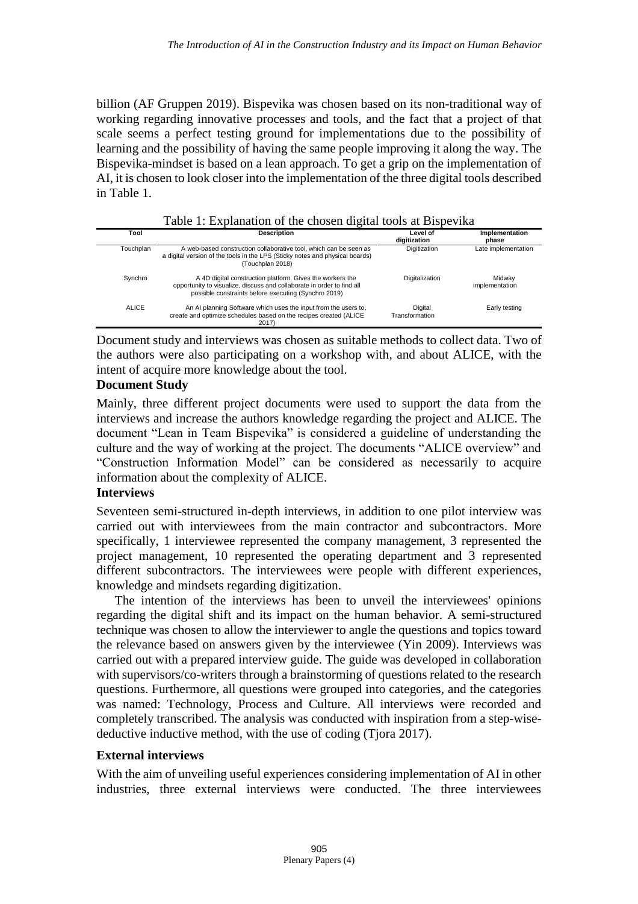billion (AF Gruppen 2019). Bispevika was chosen based on its non-traditional way of working regarding innovative processes and tools, and the fact that a project of that scale seems a perfect testing ground for implementations due to the possibility of learning and the possibility of having the same people improving it along the way. The Bispevika-mindset is based on a lean approach. To get a grip on the implementation of AI, it is chosen to look closer into the implementation of the three digital tools described in Table 1.

Table 1: Explanation of the chosen digital tools at Bispevika

| Tool | Description | Level of digitization | Implementation phase |
|---|---|---|---|
| Touchplan | A web-based construction collaborative tool, which can be seen as a digital version of the tools in the LPS (Sticky notes and physical boards) (Touchplan 2018) | Digitization | Late implementation |
| Synchro | A 4D digital construction platform. Gives the workers the opportunity to visualize, discuss and collaborate in order to find all possible constraints before executing (Synchro 2019) | Digitalization | Midway implementation |
| ALICE | An AI planning Software which uses the input from the users to, create and optimize schedules based on the recipes created (ALICE 2017) | Digital Transformation | Early testing |

Document study and interviews was chosen as suitable methods to collect data. Two of the authors were also participating on a workshop with, and about ALICE, with the intent of acquire more knowledge about the tool.

### Document Study

Mainly, three different project documents were used to support the data from the interviews and increase the authors knowledge regarding the project and ALICE. The document "Lean in Team Bispevika" is considered a guideline of understanding the culture and the way of working at the project. The documents "ALICE overview" and "Construction Information Model" can be considered as necessarily to acquire information about the complexity of ALICE.

### Interviews

Seventeen semi-structured in-depth interviews, in addition to one pilot interview was carried out with interviewees from the main contractor and subcontractors. More specifically, 1 interviewee represented the company management, 3 represented the project management, 10 represented the operating department and 3 represented different subcontractors. The interviewees were people with different experiences, knowledge and mindsets regarding digitization.

The intention of the interviews has been to unveil the interviewees' opinions regarding the digital shift and its impact on the human behavior. A semi-structured technique was chosen to allow the interviewer to angle the questions and topics toward the relevance based on answers given by the interviewee (Yin 2009). Interviews was carried out with a prepared interview guide. The guide was developed in collaboration with supervisors/co-writers through a brainstorming of questions related to the research questions. Furthermore, all questions were grouped into categories, and the categories was named: Technology, Process and Culture. All interviews were recorded and completely transcribed. The analysis was conducted with inspiration from a step-wise-deductive inductive method, with the use of coding (Tjora 2017).

### External interviews

With the aim of unveiling useful experiences considering implementation of AI in other industries, three external interviews were conducted. The three interviewees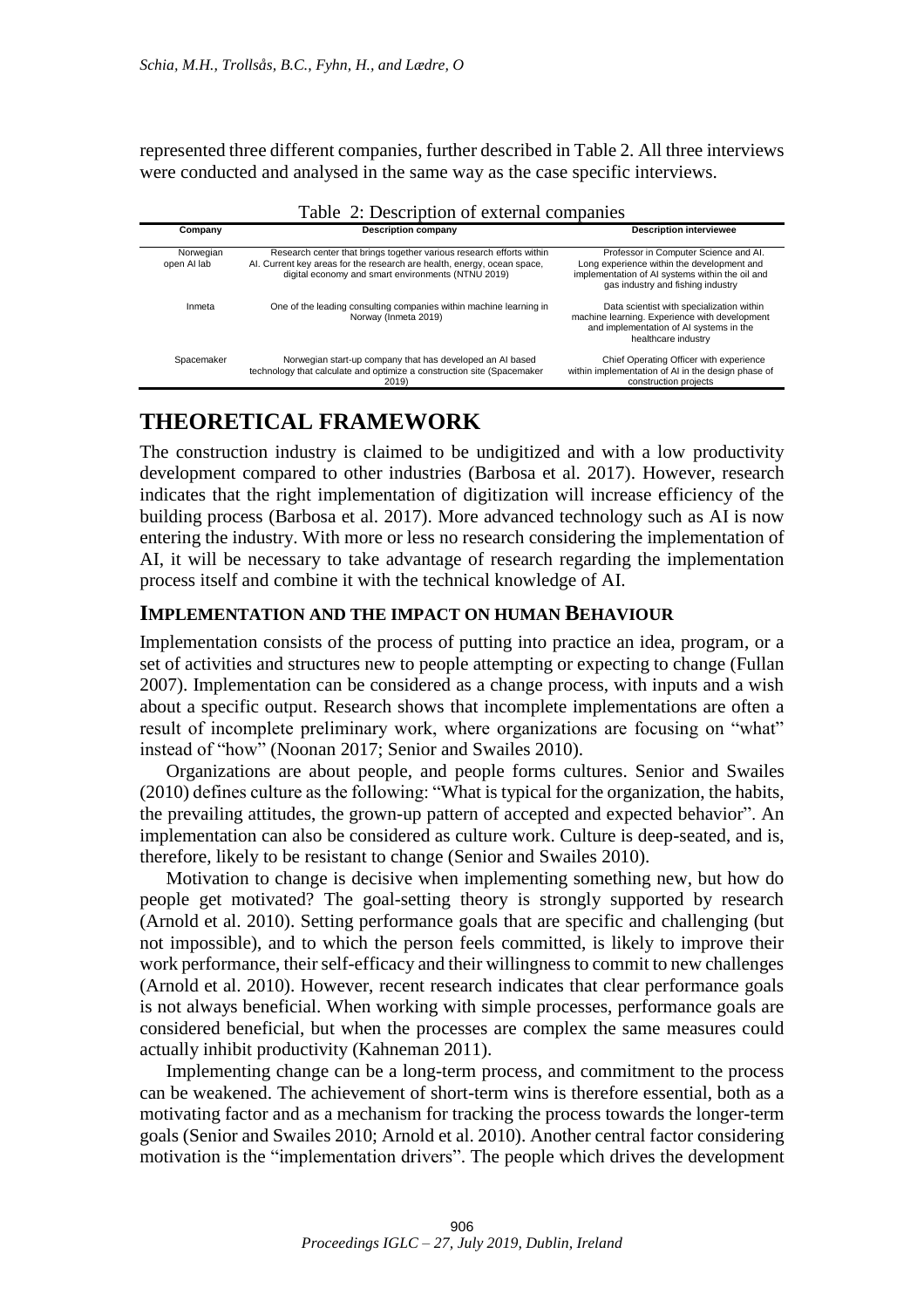represented three different companies, further described in Table 2. All three interviews were conducted and analysed in the same way as the case specific interviews.

Table 2: Description of external companies

| Company | Description company | Description interviewee |
|---|---|---|
| Norwegian open AI lab | Research center that brings together various research efforts within AI. Current key areas for the research are health, energy, ocean space, digital economy and smart environments (NTNU 2019) | Professor in Computer Science and AI. Long experience within the development and implementation of AI systems within the oil and gas industry and fishing industry |
| Inmeta | One of the leading consulting companies within machine learning in Norway (Inmeta 2019) | Data scientist with specialization within machine learning. Experience with development and implementation of AI systems in the healthcare industry |
| Spacemaker | Norwegian start-up company that has developed an AI based technology that calculate and optimize a construction site (Spacemaker 2019) | Chief Operating Officer with experience within implementation of AI in the design phase of construction projects |

## THEORETICAL FRAMEWORK

The construction industry is claimed to be undigitized and with a low productivity development compared to other industries (Barbosa et al. 2017). However, research indicates that the right implementation of digitization will increase efficiency of the building process (Barbosa et al. 2017). More advanced technology such as AI is now entering the industry. With more or less no research considering the implementation of AI, it will be necessary to take advantage of research regarding the implementation process itself and combine it with the technical knowledge of AI.

### IMPLEMENTATION AND THE IMPACT ON HUMAN BEHAVIOUR

Implementation consists of the process of putting into practice an idea, program, or a set of activities and structures new to people attempting or expecting to change (Fullan 2007). Implementation can be considered as a change process, with inputs and a wish about a specific output. Research shows that incomplete implementations are often a result of incomplete preliminary work, where organizations are focusing on "what" instead of "how" (Noonan 2017; Senior and Swailes 2010).

Organizations are about people, and people forms cultures. Senior and Swailes (2010) defines culture as the following: "What is typical for the organization, the habits, the prevailing attitudes, the grown-up pattern of accepted and expected behavior". An implementation can also be considered as culture work. Culture is deep-seated, and is, therefore, likely to be resistant to change (Senior and Swailes 2010).

Motivation to change is decisive when implementing something new, but how do people get motivated? The goal-setting theory is strongly supported by research (Arnold et al. 2010). Setting performance goals that are specific and challenging (but not impossible), and to which the person feels committed, is likely to improve their work performance, their self-efficacy and their willingness to commit to new challenges (Arnold et al. 2010). However, recent research indicates that clear performance goals is not always beneficial. When working with simple processes, performance goals are considered beneficial, but when the processes are complex the same measures could actually inhibit productivity (Kahneman 2011).

Implementing change can be a long-term process, and commitment to the process can be weakened. The achievement of short-term wins is therefore essential, both as a motivating factor and as a mechanism for tracking the process towards the longer-term goals (Senior and Swailes 2010; Arnold et al. 2010). Another central factor considering motivation is the "implementation drivers". The people which drives the development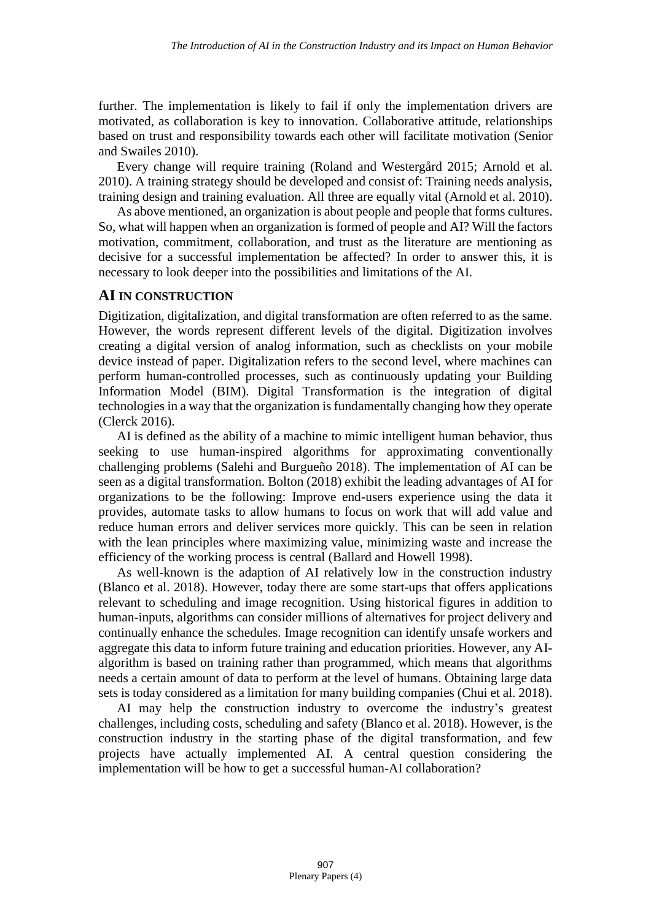further. The implementation is likely to fail if only the implementation drivers are motivated, as collaboration is key to innovation. Collaborative attitude, relationships based on trust and responsibility towards each other will facilitate motivation (Senior and Swailes 2010).

Every change will require training (Roland and Westergård 2015; Arnold et al. 2010). A training strategy should be developed and consist of: Training needs analysis, training design and training evaluation. All three are equally vital (Arnold et al. 2010).

As above mentioned, an organization is about people and people that forms cultures. So, what will happen when an organization is formed of people and AI? Will the factors motivation, commitment, collaboration, and trust as the literature are mentioning as decisive for a successful implementation be affected? In order to answer this, it is necessary to look deeper into the possibilities and limitations of the AI.

## AI IN CONSTRUCTION

Digitization, digitalization, and digital transformation are often referred to as the same. However, the words represent different levels of the digital. Digitization involves creating a digital version of analog information, such as checklists on your mobile device instead of paper. Digitalization refers to the second level, where machines can perform human-controlled processes, such as continuously updating your Building Information Model (BIM). Digital Transformation is the integration of digital technologies in a way that the organization is fundamentally changing how they operate (Clerck 2016).

AI is defined as the ability of a machine to mimic intelligent human behavior, thus seeking to use human-inspired algorithms for approximating conventionally challenging problems (Salehi and Burgueño 2018). The implementation of AI can be seen as a digital transformation. Bolton (2018) exhibit the leading advantages of AI for organizations to be the following: Improve end-users experience using the data it provides, automate tasks to allow humans to focus on work that will add value and reduce human errors and deliver services more quickly. This can be seen in relation with the lean principles where maximizing value, minimizing waste and increase the efficiency of the working process is central (Ballard and Howell 1998).

As well-known is the adaption of AI relatively low in the construction industry (Blanco et al. 2018). However, today there are some start-ups that offers applications relevant to scheduling and image recognition. Using historical figures in addition to human-inputs, algorithms can consider millions of alternatives for project delivery and continually enhance the schedules. Image recognition can identify unsafe workers and aggregate this data to inform future training and education priorities. However, any AI-algorithm is based on training rather than programmed, which means that algorithms needs a certain amount of data to perform at the level of humans. Obtaining large data sets is today considered as a limitation for many building companies (Chui et al. 2018).

AI may help the construction industry to overcome the industry's greatest challenges, including costs, scheduling and safety (Blanco et al. 2018). However, is the construction industry in the starting phase of the digital transformation, and few projects have actually implemented AI. A central question considering the implementation will be how to get a successful human-AI collaboration?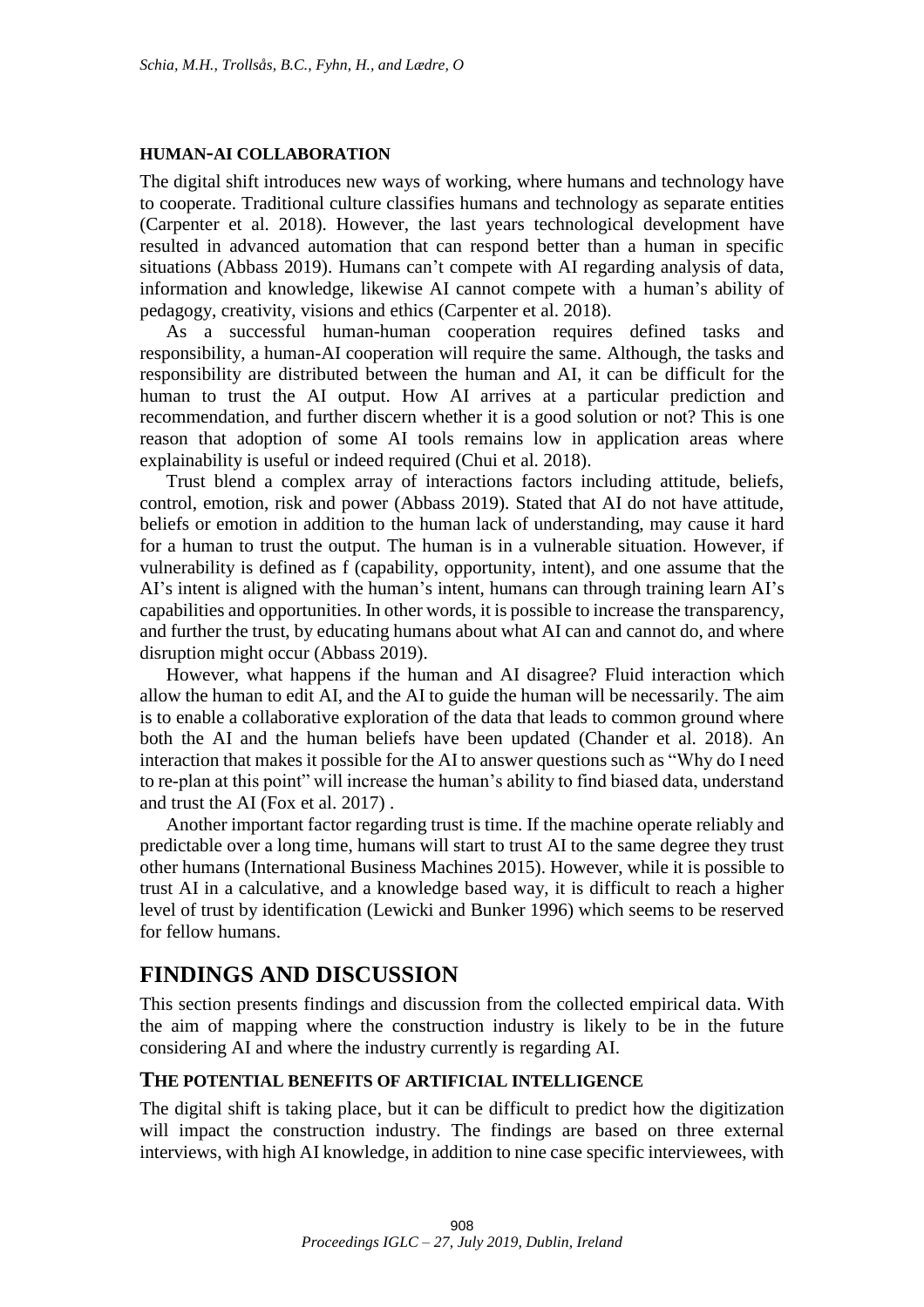### HUMAN-AI COLLABORATION

The digital shift introduces new ways of working, where humans and technology have to cooperate. Traditional culture classifies humans and technology as separate entities (Carpenter et al. 2018). However, the last years technological development have resulted in advanced automation that can respond better than a human in specific situations (Abbass 2019). Humans can't compete with AI regarding analysis of data, information and knowledge, likewise AI cannot compete with a human's ability of pedagogy, creativity, visions and ethics (Carpenter et al. 2018).

As a successful human-human cooperation requires defined tasks and responsibility, a human-AI cooperation will require the same. Although, the tasks and responsibility are distributed between the human and AI, it can be difficult for the human to trust the AI output. How AI arrives at a particular prediction and recommendation, and further discern whether it is a good solution or not? This is one reason that adoption of some AI tools remains low in application areas where explainability is useful or indeed required (Chui et al. 2018).

Trust blend a complex array of interactions factors including attitude, beliefs, control, emotion, risk and power (Abbass 2019). Stated that AI do not have attitude, beliefs or emotion in addition to the human lack of understanding, may cause it hard for a human to trust the output. The human is in a vulnerable situation. However, if vulnerability is defined as f (capability, opportunity, intent), and one assume that the AI's intent is aligned with the human's intent, humans can through training learn AI's capabilities and opportunities. In other words, it is possible to increase the transparency, and further the trust, by educating humans about what AI can and cannot do, and where disruption might occur (Abbass 2019).

However, what happens if the human and AI disagree? Fluid interaction which allow the human to edit AI, and the AI to guide the human will be necessarily. The aim is to enable a collaborative exploration of the data that leads to common ground where both the AI and the human beliefs have been updated (Chander et al. 2018). An interaction that makes it possible for the AI to answer questions such as "Why do I need to re-plan at this point" will increase the human's ability to find biased data, understand and trust the AI (Fox et al. 2017) .

Another important factor regarding trust is time. If the machine operate reliably and predictable over a long time, humans will start to trust AI to the same degree they trust other humans (International Business Machines 2015). However, while it is possible to trust AI in a calculative, and a knowledge based way, it is difficult to reach a higher level of trust by identification (Lewicki and Bunker 1996) which seems to be reserved for fellow humans.

## FINDINGS AND DISCUSSION

This section presents findings and discussion from the collected empirical data. With the aim of mapping where the construction industry is likely to be in the future considering AI and where the industry currently is regarding AI.

### THE POTENTIAL BENEFITS OF ARTIFICIAL INTELLIGENCE

The digital shift is taking place, but it can be difficult to predict how the digitization will impact the construction industry. The findings are based on three external interviews, with high AI knowledge, in addition to nine case specific interviewees, with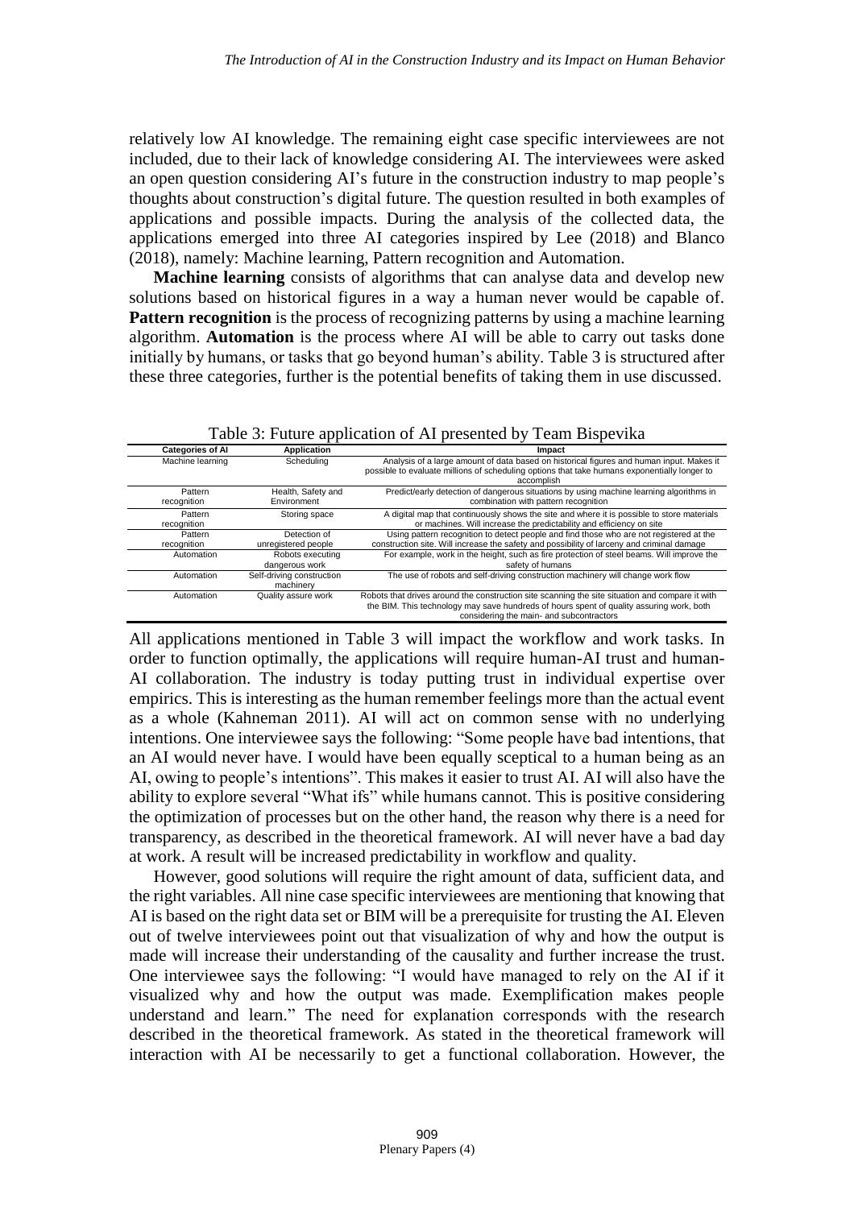relatively low AI knowledge. The remaining eight case specific interviewees are not included, due to their lack of knowledge considering AI. The interviewees were asked an open question considering AI's future in the construction industry to map people's thoughts about construction's digital future. The question resulted in both examples of applications and possible impacts. During the analysis of the collected data, the applications emerged into three AI categories inspired by Lee (2018) and Blanco (2018), namely: Machine learning, Pattern recognition and Automation.

**Machine learning** consists of algorithms that can analyse data and develop new solutions based on historical figures in a way a human never would be capable of. **Pattern recognition** is the process of recognizing patterns by using a machine learning algorithm. **Automation** is the process where AI will be able to carry out tasks done initially by humans, or tasks that go beyond human's ability. Table 3 is structured after these three categories, further is the potential benefits of taking them in use discussed.

Table 3: Future application of AI presented by Team Bispevika

| Categories of AI | Application | Impact |
|---|---|---|
| Machine learning | Scheduling | Analysis of a large amount of data based on historical figures and human input. Makes it possible to evaluate millions of scheduling options that take humans exponentially longer to accomplish |
| Pattern recognition | Health, Safety and Environment | Predict/early detection of dangerous situations by using machine learning algorithms in combination with pattern recognition |
| Pattern recognition | Storing space | A digital map that continuously shows the site and where it is possible to store materials or machines. Will increase the predictability and efficiency on site |
| Pattern recognition | Detection of unregistered people | Using pattern recognition to detect people and find those who are not registered at the construction site. Will increase the safety and possibility of larceny and criminal damage |
| Automation | Robots executing dangerous work | For example, work in the height, such as fire protection of steel beams. Will improve the safety of humans |
| Automation | Self-driving construction machinery | The use of robots and self-driving construction machinery will change work flow |
| Automation | Quality assure work | Robots that drives around the construction site scanning the site situation and compare it with the BIM. This technology may save hundreds of hours spent of quality assuring work, both considering the main- and subcontractors |

All applications mentioned in Table 3 will impact the workflow and work tasks. In order to function optimally, the applications will require human-AI trust and human-AI collaboration. The industry is today putting trust in individual expertise over empirics. This is interesting as the human remember feelings more than the actual event as a whole (Kahneman 2011). AI will act on common sense with no underlying intentions. One interviewee says the following: "Some people have bad intentions, that an AI would never have. I would have been equally sceptical to a human being as an AI, owing to people's intentions". This makes it easier to trust AI. AI will also have the ability to explore several "What ifs" while humans cannot. This is positive considering the optimization of processes but on the other hand, the reason why there is a need for transparency, as described in the theoretical framework. AI will never have a bad day at work. A result will be increased predictability in workflow and quality.

However, good solutions will require the right amount of data, sufficient data, and the right variables. All nine case specific interviewees are mentioning that knowing that AI is based on the right data set or BIM will be a prerequisite for trusting the AI. Eleven out of twelve interviewees point out that visualization of why and how the output is made will increase their understanding of the causality and further increase the trust. One interviewee says the following: "I would have managed to rely on the AI if it visualized why and how the output was made. Exemplification makes people understand and learn." The need for explanation corresponds with the research described in the theoretical framework. As stated in the theoretical framework will interaction with AI be necessarily to get a functional collaboration. However, the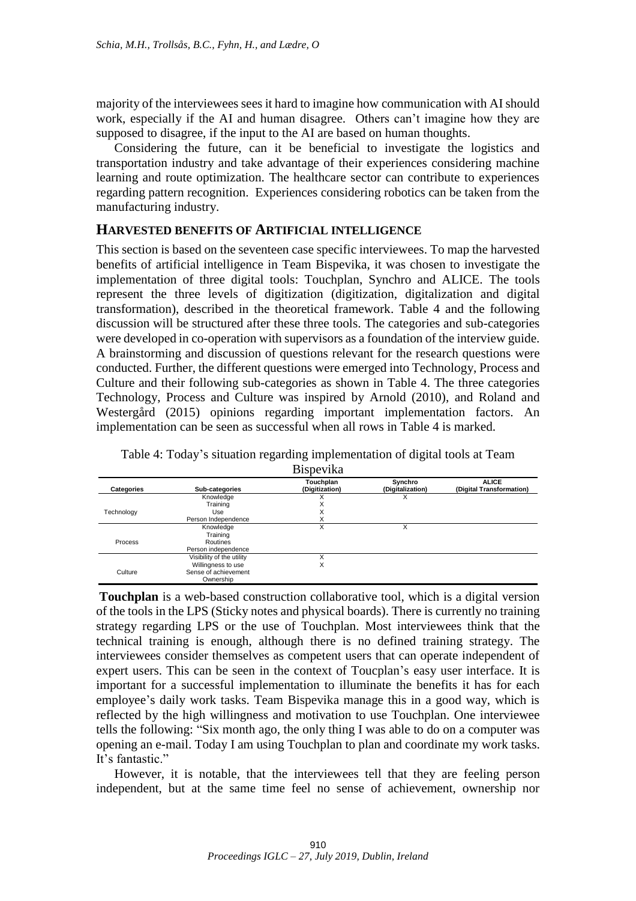majority of the interviewees sees it hard to imagine how communication with AI should work, especially if the AI and human disagree. Others can't imagine how they are supposed to disagree, if the input to the AI are based on human thoughts.

Considering the future, can it be beneficial to investigate the logistics and transportation industry and take advantage of their experiences considering machine learning and route optimization. The healthcare sector can contribute to experiences regarding pattern recognition. Experiences considering robotics can be taken from the manufacturing industry.

## HARVESTED BENEFITS OF ARTIFICIAL INTELLIGENCE

This section is based on the seventeen case specific interviewees. To map the harvested benefits of artificial intelligence in Team Bispevika, it was chosen to investigate the implementation of three digital tools: Touchplan, Synchro and ALICE. The tools represent the three levels of digitization (digitization, digitalization and digital transformation), described in the theoretical framework. Table 4 and the following discussion will be structured after these three tools. The categories and sub-categories were developed in co-operation with supervisors as a foundation of the interview guide. A brainstorming and discussion of questions relevant for the research questions were conducted. Further, the different questions were emerged into Technology, Process and Culture and their following sub-categories as shown in Table 4. The three categories Technology, Process and Culture was inspired by Arnold (2010), and Roland and Westergård (2015) opinions regarding important implementation factors. An implementation can be seen as successful when all rows in Table 4 is marked.

Table 4: Today's situation regarding implementation of digital tools at Team Bispevika

| Categories | Sub-categories | Touchplan (Digitization) | Synchro (Digitalization) | ALICE (Digital Transformation) |
|---|---|---|---|---|
| Technology | Knowledge | X | X | |
| | Training | X | | |
| | Use | X | | |
| | Person Independence | X | | |
| Process | Knowledge | X | X | |
| | Training | | | |
| | Routines | | | |
| | Person independence | | | |
| Culture | Visibility of the utility | X | | |
| | Willingness to use | X | | |
| | Sense of achievement | | | |
| | Ownership | | | |

**Touchplan** is a web-based construction collaborative tool, which is a digital version of the tools in the LPS (Sticky notes and physical boards). There is currently no training strategy regarding LPS or the use of Touchplan. Most interviewees think that the technical training is enough, although there is no defined training strategy. The interviewees consider themselves as competent users that can operate independent of expert users. This can be seen in the context of Toucplan's easy user interface. It is important for a successful implementation to illuminate the benefits it has for each employee's daily work tasks. Team Bispevika manage this in a good way, which is reflected by the high willingness and motivation to use Touchplan. One interviewee tells the following: "Six month ago, the only thing I was able to do on a computer was opening an e-mail. Today I am using Touchplan to plan and coordinate my work tasks. It's fantastic."

However, it is notable, that the interviewees tell that they are feeling person independent, but at the same time feel no sense of achievement, ownership nor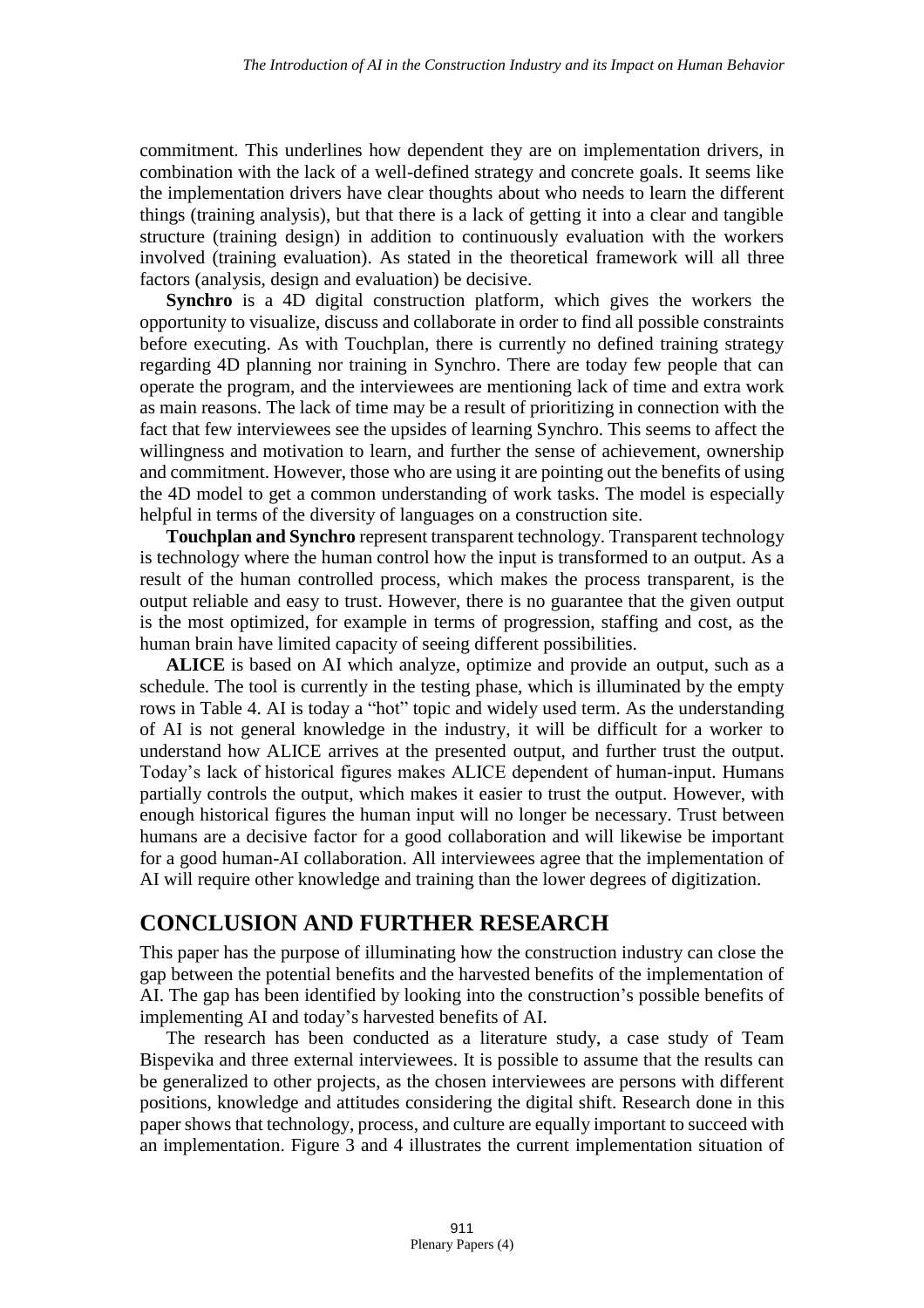commitment. This underlines how dependent they are on implementation drivers, in combination with the lack of a well-defined strategy and concrete goals. It seems like the implementation drivers have clear thoughts about who needs to learn the different things (training analysis), but that there is a lack of getting it into a clear and tangible structure (training design) in addition to continuously evaluation with the workers involved (training evaluation). As stated in the theoretical framework will all three factors (analysis, design and evaluation) be decisive.

**Synchro** is a 4D digital construction platform, which gives the workers the opportunity to visualize, discuss and collaborate in order to find all possible constraints before executing. As with Touchplan, there is currently no defined training strategy regarding 4D planning nor training in Synchro. There are today few people that can operate the program, and the interviewees are mentioning lack of time and extra work as main reasons. The lack of time may be a result of prioritizing in connection with the fact that few interviewees see the upsides of learning Synchro. This seems to affect the willingness and motivation to learn, and further the sense of achievement, ownership and commitment. However, those who are using it are pointing out the benefits of using the 4D model to get a common understanding of work tasks. The model is especially helpful in terms of the diversity of languages on a construction site.

**Touchplan and Synchro** represent transparent technology. Transparent technology is technology where the human control how the input is transformed to an output. As a result of the human controlled process, which makes the process transparent, is the output reliable and easy to trust. However, there is no guarantee that the given output is the most optimized, for example in terms of progression, staffing and cost, as the human brain have limited capacity of seeing different possibilities.

**ALICE** is based on AI which analyze, optimize and provide an output, such as a schedule. The tool is currently in the testing phase, which is illuminated by the empty rows in Table 4. AI is today a "hot" topic and widely used term. As the understanding of AI is not general knowledge in the industry, it will be difficult for a worker to understand how ALICE arrives at the presented output, and further trust the output. Today's lack of historical figures makes ALICE dependent of human-input. Humans partially controls the output, which makes it easier to trust the output. However, with enough historical figures the human input will no longer be necessary. Trust between humans are a decisive factor for a good collaboration and will likewise be important for a good human-AI collaboration. All interviewees agree that the implementation of AI will require other knowledge and training than the lower degrees of digitization.

## CONCLUSION AND FURTHER RESEARCH

This paper has the purpose of illuminating how the construction industry can close the gap between the potential benefits and the harvested benefits of the implementation of AI. The gap has been identified by looking into the construction's possible benefits of implementing AI and today's harvested benefits of AI.

The research has been conducted as a literature study, a case study of Team Bispevika and three external interviewees. It is possible to assume that the results can be generalized to other projects, as the chosen interviewees are persons with different positions, knowledge and attitudes considering the digital shift. Research done in this paper shows that technology, process, and culture are equally important to succeed with an implementation. Figure 3 and 4 illustrates the current implementation situation of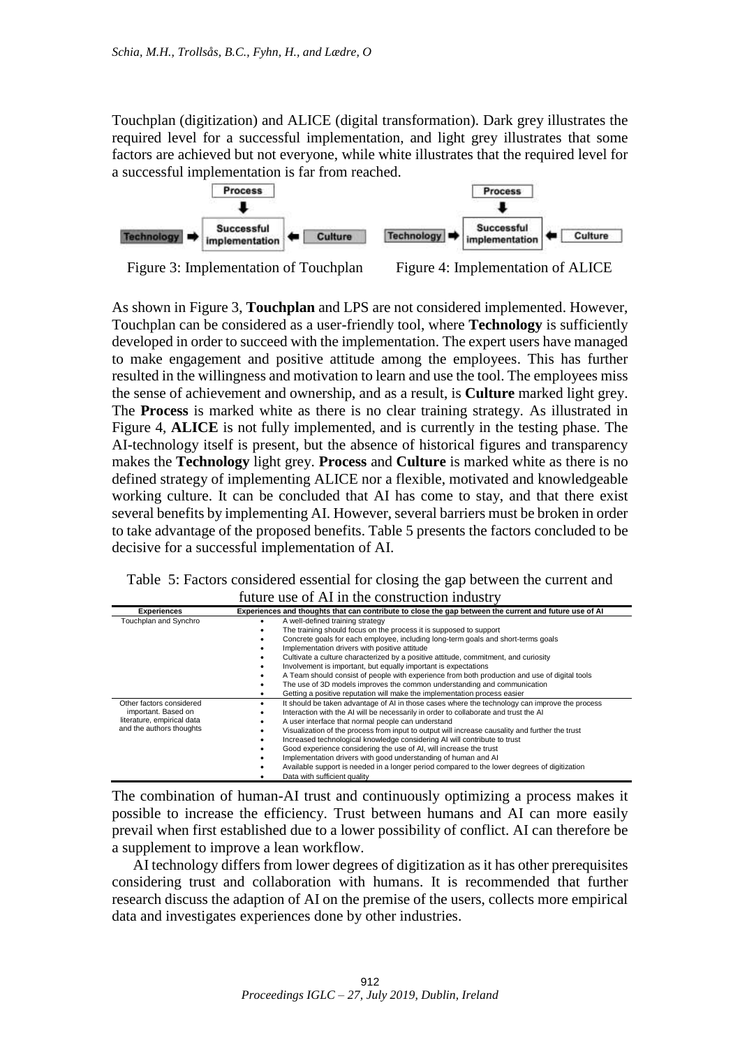Touchplan (digitization) and ALICE (digital transformation). Dark grey illustrates the required level for a successful implementation, and light grey illustrates that some factors are achieved but not everyone, while white illustrates that the required level for a successful implementation is far from reached.

Figure 3: Implementation of Touchplan

Figure 4: Implementation of ALICE

As shown in Figure 3, **Touchplan** and LPS are not considered implemented. However, Touchplan can be considered as a user-friendly tool, where **Technology** is sufficiently developed in order to succeed with the implementation. The expert users have managed to make engagement and positive attitude among the employees. This has further resulted in the willingness and motivation to learn and use the tool. The employees miss the sense of achievement and ownership, and as a result, is **Culture** marked light grey. The **Process** is marked white as there is no clear training strategy. As illustrated in Figure 4, **ALICE** is not fully implemented, and is currently in the testing phase. The AI-technology itself is present, but the absence of historical figures and transparency makes the **Technology** light grey. **Process** and **Culture** is marked white as there is no defined strategy of implementing ALICE nor a flexible, motivated and knowledgeable working culture. It can be concluded that AI has come to stay, and that there exist several benefits by implementing AI. However, several barriers must be broken in order to take advantage of the proposed benefits. Table 5 presents the factors concluded to be decisive for a successful implementation of AI.

Table 5: Factors considered essential for closing the gap between the current and future use of AI in the construction industry

| Experiences | Experiences and thoughts that can contribute to close the gap between the current and future use of AI |
|---|---|
| Touchplan and Synchro | • A well-defined training strategy<br>• The training should focus on the process it is supposed to support<br>• Concrete goals for each employee, including long-term goals and short-terms goals<br>• Implementation drivers with positive attitude<br>• Cultivate a culture characterized by a positive attitude, commitment, and curiosity<br>• Involvement is important, but equally important is expectations<br>• A Team should consist of people with experience from both production and use of digital tools<br>• The use of 3D models improves the common understanding and communication<br>• Getting a positive reputation will make the implementation process easier |
| Other factors considered important. Based on literature, empirical data and the authors thoughts | • It should be taken advantage of AI in those cases where the technology can improve the process<br>• Interaction with the AI will be necessarily in order to collaborate and trust the AI<br>• A user interface that normal people can understand<br>• Visualization of the process from input to output will increase causality and further the trust<br>• Increased technological knowledge considering AI will contribute to trust<br>• Good experience considering the use of AI, will increase the trust<br>• Implementation drivers with good understanding of human and AI<br>• Available support is needed in a longer period compared to the lower degrees of digitization<br>• Data with sufficient quality |

The combination of human-AI trust and continuously optimizing a process makes it possible to increase the efficiency. Trust between humans and AI can more easily prevail when first established due to a lower possibility of conflict. AI can therefore be a supplement to improve a lean workflow.

AI technology differs from lower degrees of digitization as it has other prerequisites considering trust and collaboration with humans. It is recommended that further research discuss the adaption of AI on the premise of the users, collects more empirical data and investigates experiences done by other industries.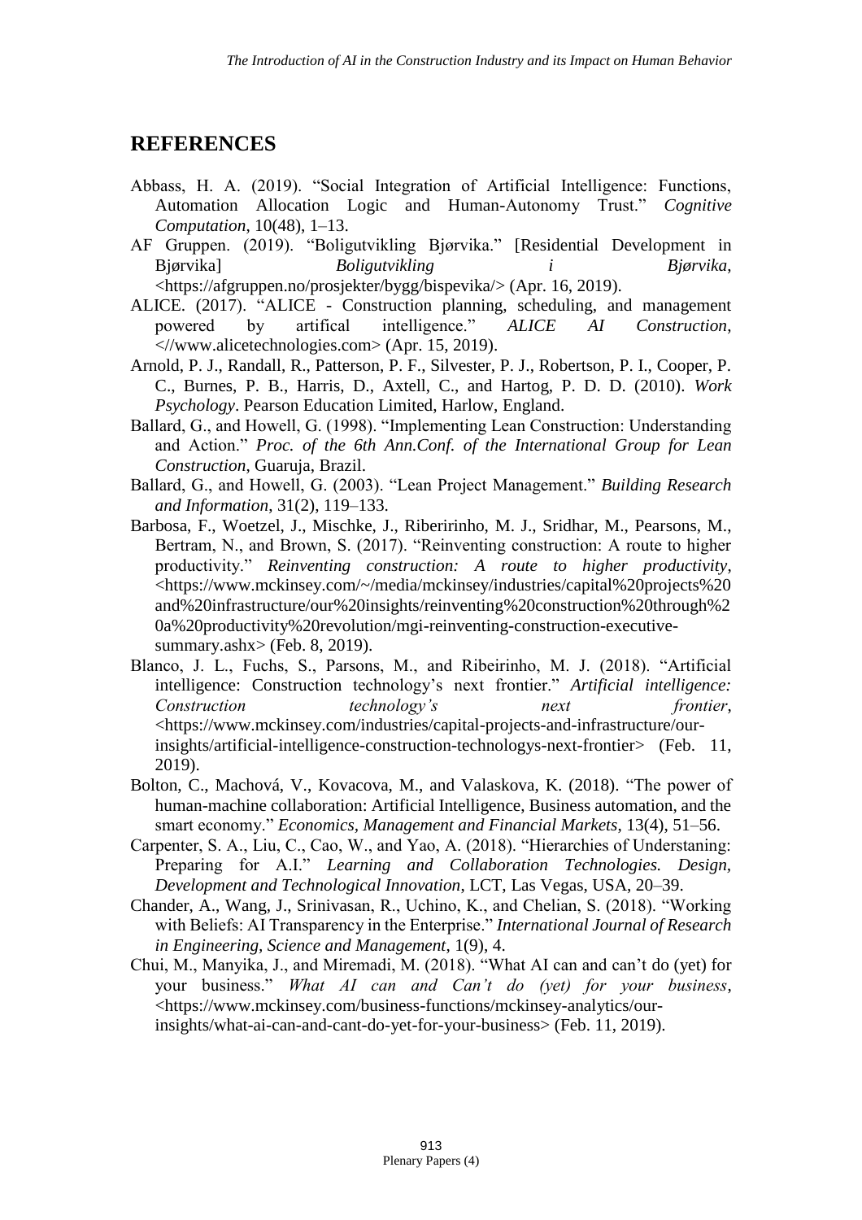## REFERENCES

Abbass, H. A. (2019). "Social Integration of Artificial Intelligence: Functions, Automation Allocation Logic and Human-Autonomy Trust." *Cognitive Computation*, 10(48), 1–13.

AF Gruppen. (2019). "Boligutvikling Bjørvika." [Residential Development in Bjørvika] *Boligutvikling i Bjørvika*, <https://afgruppen.no/prosjekter/bygg/bispevika/> (Apr. 16, 2019).

ALICE. (2017). "ALICE - Construction planning, scheduling, and management powered by artifical intelligence." *ALICE AI Construction*, <//www.alicetechnologies.com> (Apr. 15, 2019).

Arnold, P. J., Randall, R., Patterson, P. F., Silvester, P. J., Robertson, P. I., Cooper, P. C., Burnes, P. B., Harris, D., Axtell, C., and Hartog, P. D. D. (2010). *Work Psychology*. Pearson Education Limited, Harlow, England.

Ballard, G., and Howell, G. (1998). "Implementing Lean Construction: Understanding and Action." *Proc. of the 6th Ann.Conf. of the International Group for Lean Construction*, Guaruja, Brazil.

Ballard, G., and Howell, G. (2003). "Lean Project Management." *Building Research and Information*, 31(2), 119–133.

Barbosa, F., Woetzel, J., Mischke, J., Riberirinho, M. J., Sridhar, M., Pearsons, M., Bertram, N., and Brown, S. (2017). "Reinventing construction: A route to higher productivity." *Reinventing construction: A route to higher productivity*, <https://www.mckinsey.com/~/media/mckinsey/industries/capital%20projects%20and%20infrastructure/our%20insights/reinventing%20construction%20through%20a%20productivity%20revolution/mgi-reinventing-construction-executive-summary.ashx> (Feb. 8, 2019).

Blanco, J. L., Fuchs, S., Parsons, M., and Ribeirinho, M. J. (2018). "Artificial intelligence: Construction technology's next frontier." *Artificial intelligence: Construction technology's next frontier*, <https://www.mckinsey.com/industries/capital-projects-and-infrastructure/our-insights/artificial-intelligence-construction-technologys-next-frontier> (Feb. 11, 2019).

Bolton, C., Machová, V., Kovacova, M., and Valaskova, K. (2018). "The power of human-machine collaboration: Artificial Intelligence, Business automation, and the smart economy." *Economics, Management and Financial Markets*, 13(4), 51–56.

Carpenter, S. A., Liu, C., Cao, W., and Yao, A. (2018). "Hierarchies of Understaning: Preparing for A.I." *Learning and Collaboration Technologies. Design, Development and Technological Innovation*, LCT, Las Vegas, USA, 20–39.

Chander, A., Wang, J., Srinivasan, R., Uchino, K., and Chelian, S. (2018). "Working with Beliefs: AI Transparency in the Enterprise." *International Journal of Research in Engineering, Science and Management*, 1(9), 4.

Chui, M., Manyika, J., and Miremadi, M. (2018). "What AI can and can't do (yet) for your business." *What AI can and Can't do (yet) for your business*, <https://www.mckinsey.com/business-functions/mckinsey-analytics/our-insights/what-ai-can-and-cant-do-yet-for-your-business> (Feb. 11, 2019).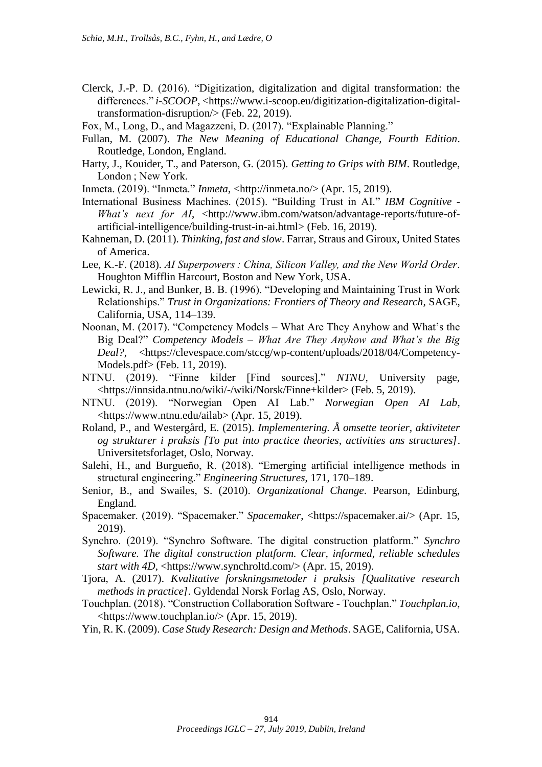Clerck, J.-P. D. (2016). "Digitization, digitalization and digital transformation: the differences." *i-SCOOP*, <https://www.i-scoop.eu/digitization-digitalization-digital-transformation-disruption/> (Feb. 22, 2019).

Fox, M., Long, D., and Magazzeni, D. (2017). "Explainable Planning."

Fullan, M. (2007). *The New Meaning of Educational Change, Fourth Edition*. Routledge, London, England.

Harty, J., Kouider, T., and Paterson, G. (2015). *Getting to Grips with BIM*. Routledge, London ; New York.

Inmeta. (2019). "Inmeta." *Inmeta*, <http://inmeta.no/> (Apr. 15, 2019).

International Business Machines. (2015). "Building Trust in AI." *IBM Cognitive - What's next for AI*, <http://www.ibm.com/watson/advantage-reports/future-of-artificial-intelligence/building-trust-in-ai.html> (Feb. 16, 2019).

Kahneman, D. (2011). *Thinking, fast and slow*. Farrar, Straus and Giroux, United States of America.

Lee, K.-F. (2018). *AI Superpowers : China, Silicon Valley, and the New World Order*. Houghton Mifflin Harcourt, Boston and New York, USA.

Lewicki, R. J., and Bunker, B. B. (1996). "Developing and Maintaining Trust in Work Relationships." *Trust in Organizations: Frontiers of Theory and Research*, SAGE, California, USA, 114–139.

Noonan, M. (2017). "Competency Models – What Are They Anyhow and What's the Big Deal?" *Competency Models – What Are They Anyhow and What's the Big Deal?*, <https://clevespace.com/stccg/wp-content/uploads/2018/04/Competency-Models.pdf> (Feb. 11, 2019).

NTNU. (2019). "Finne kilder [Find sources]." *NTNU*, University page, <https://innsida.ntnu.no/wiki/-/wiki/Norsk/Finne+kilder> (Feb. 5, 2019).

NTNU. (2019). "Norwegian Open AI Lab." *Norwegian Open AI Lab*, <https://www.ntnu.edu/ailab> (Apr. 15, 2019).

Roland, P., and Westergård, E. (2015). *Implementering. Å omsette teorier, aktiviteter og strukturer i praksis [To put into practice theories, activities ans structures]*. Universitetsforlaget, Oslo, Norway.

Salehi, H., and Burgueño, R. (2018). "Emerging artificial intelligence methods in structural engineering." *Engineering Structures*, 171, 170–189.

Senior, B., and Swailes, S. (2010). *Organizational Change*. Pearson, Edinburg, England.

Spacemaker. (2019). "Spacemaker." *Spacemaker*, <https://spacemaker.ai/> (Apr. 15, 2019).

Synchro. (2019). "Synchro Software. The digital construction platform." *Synchro Software. The digital construction platform. Clear, informed, reliable schedules start with 4D*, <https://www.synchroltd.com/> (Apr. 15, 2019).

Tjora, A. (2017). *Kvalitative forskningsmetoder i praksis [Qualitative research methods in practice]*. Gyldendal Norsk Forlag AS, Oslo, Norway.

Touchplan. (2018). "Construction Collaboration Software - Touchplan." *Touchplan.io*, <https://www.touchplan.io/> (Apr. 15, 2019).

Yin, R. K. (2009). *Case Study Research: Design and Methods*. SAGE, California, USA.